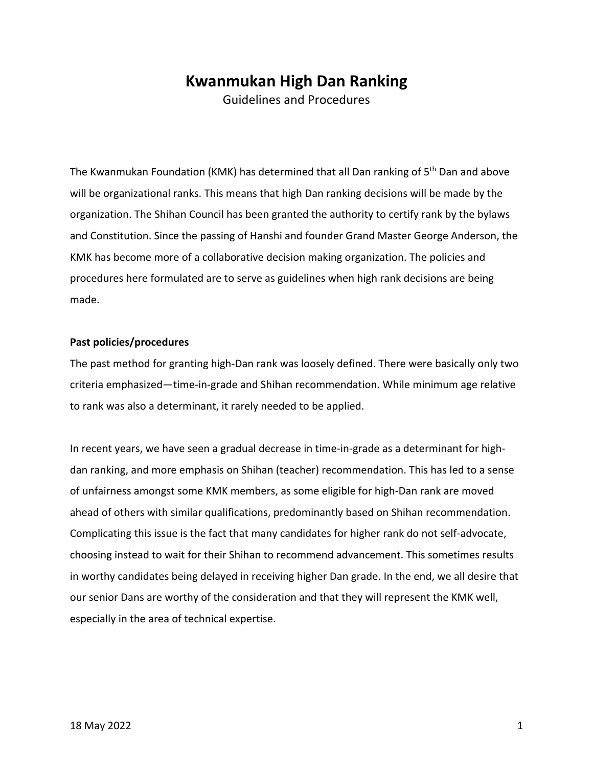# Kwanmukan High Dan Ranking

Guidelines and Procedures

The Kwanmukan Foundation (KMK) has determined that all Dan ranking of 5$^{th}$ Dan and above will be organizational ranks. This means that high Dan ranking decisions will be made by the organization. The Shihan Council has been granted the authority to certify rank by the bylaws and Constitution. Since the passing of Hanshi and founder Grand Master George Anderson, the KMK has become more of a collaborative decision making organization. The policies and procedures here formulated are to serve as guidelines when high rank decisions are being made.

**Past policies/procedures**

The past method for granting high-Dan rank was loosely defined. There were basically only two criteria emphasized—time-in-grade and Shihan recommendation. While minimum age relative to rank was also a determinant, it rarely needed to be applied.

In recent years, we have seen a gradual decrease in time-in-grade as a determinant for high-dan ranking, and more emphasis on Shihan (teacher) recommendation. This has led to a sense of unfairness amongst some KMK members, as some eligible for high-Dan rank are moved ahead of others with similar qualifications, predominantly based on Shihan recommendation. Complicating this issue is the fact that many candidates for higher rank do not self-advocate, choosing instead to wait for their Shihan to recommend advancement. This sometimes results in worthy candidates being delayed in receiving higher Dan grade. In the end, we all desire that our senior Dans are worthy of the consideration and that they will represent the KMK well, especially in the area of technical expertise.

18 May 2022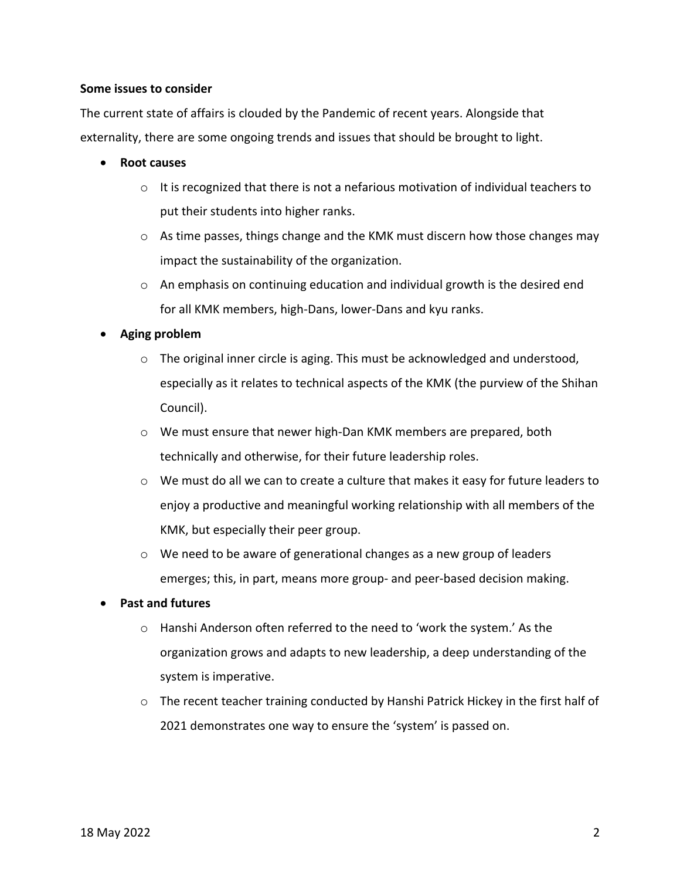**Some issues to consider**

The current state of affairs is clouded by the Pandemic of recent years. Alongside that externality, there are some ongoing trends and issues that should be brought to light.

- **Root causes**
  - It is recognized that there is not a nefarious motivation of individual teachers to put their students into higher ranks.
  - As time passes, things change and the KMK must discern how those changes may impact the sustainability of the organization.
  - An emphasis on continuing education and individual growth is the desired end for all KMK members, high-Dans, lower-Dans and kyu ranks.
- **Aging problem**
  - The original inner circle is aging. This must be acknowledged and understood, especially as it relates to technical aspects of the KMK (the purview of the Shihan Council).
  - We must ensure that newer high-Dan KMK members are prepared, both technically and otherwise, for their future leadership roles.
  - We must do all we can to create a culture that makes it easy for future leaders to enjoy a productive and meaningful working relationship with all members of the KMK, but especially their peer group.
  - We need to be aware of generational changes as a new group of leaders emerges; this, in part, means more group- and peer-based decision making.
- **Past and futures**
  - Hanshi Anderson often referred to the need to 'work the system.' As the organization grows and adapts to new leadership, a deep understanding of the system is imperative.
  - The recent teacher training conducted by Hanshi Patrick Hickey in the first half of 2021 demonstrates one way to ensure the 'system' is passed on.

18 May 2022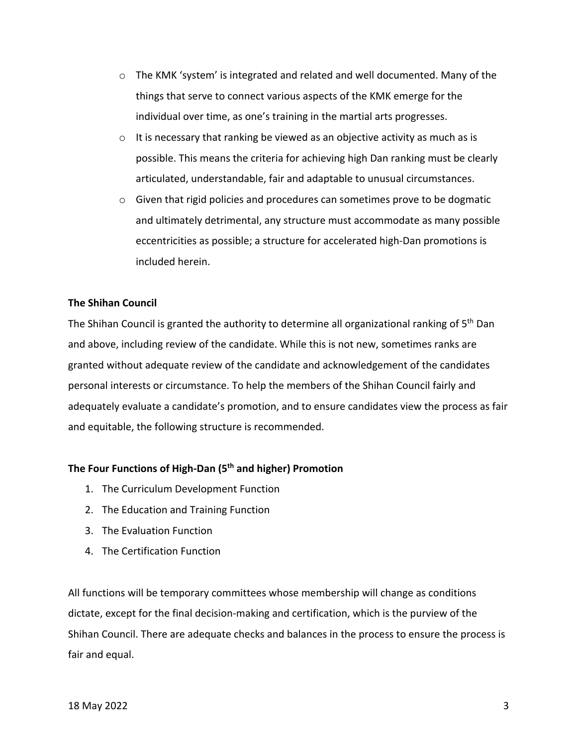- The KMK 'system' is integrated and related and well documented. Many of the things that serve to connect various aspects of the KMK emerge for the individual over time, as one's training in the martial arts progresses.
- It is necessary that ranking be viewed as an objective activity as much as is possible. This means the criteria for achieving high Dan ranking must be clearly articulated, understandable, fair and adaptable to unusual circumstances.
- Given that rigid policies and procedures can sometimes prove to be dogmatic and ultimately detrimental, any structure must accommodate as many possible eccentricities as possible; a structure for accelerated high-Dan promotions is included herein.

**The Shihan Council**

The Shihan Council is granted the authority to determine all organizational ranking of 5th Dan and above, including review of the candidate. While this is not new, sometimes ranks are granted without adequate review of the candidate and acknowledgement of the candidates personal interests or circumstance. To help the members of the Shihan Council fairly and adequately evaluate a candidate's promotion, and to ensure candidates view the process as fair and equitable, the following structure is recommended.

**The Four Functions of High-Dan (5th and higher) Promotion**

1. The Curriculum Development Function
2. The Education and Training Function
3. The Evaluation Function
4. The Certification Function

All functions will be temporary committees whose membership will change as conditions dictate, except for the final decision-making and certification, which is the purview of the Shihan Council. There are adequate checks and balances in the process to ensure the process is fair and equal.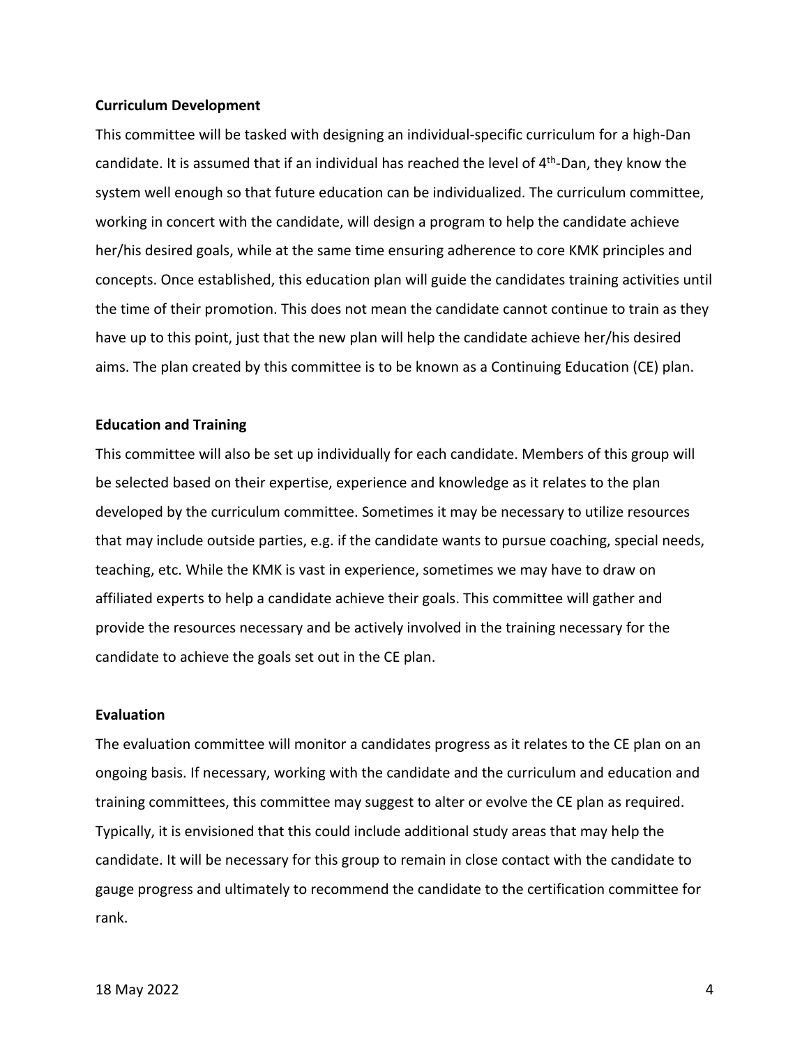**Curriculum Development**

This committee will be tasked with designing an individual-specific curriculum for a high-Dan candidate. It is assumed that if an individual has reached the level of 4th-Dan, they know the system well enough so that future education can be individualized. The curriculum committee, working in concert with the candidate, will design a program to help the candidate achieve her/his desired goals, while at the same time ensuring adherence to core KMK principles and concepts. Once established, this education plan will guide the candidates training activities until the time of their promotion. This does not mean the candidate cannot continue to train as they have up to this point, just that the new plan will help the candidate achieve her/his desired aims. The plan created by this committee is to be known as a Continuing Education (CE) plan.

**Education and Training**

This committee will also be set up individually for each candidate. Members of this group will be selected based on their expertise, experience and knowledge as it relates to the plan developed by the curriculum committee. Sometimes it may be necessary to utilize resources that may include outside parties, e.g. if the candidate wants to pursue coaching, special needs, teaching, etc. While the KMK is vast in experience, sometimes we may have to draw on affiliated experts to help a candidate achieve their goals. This committee will gather and provide the resources necessary and be actively involved in the training necessary for the candidate to achieve the goals set out in the CE plan.

**Evaluation**

The evaluation committee will monitor a candidates progress as it relates to the CE plan on an ongoing basis. If necessary, working with the candidate and the curriculum and education and training committees, this committee may suggest to alter or evolve the CE plan as required. Typically, it is envisioned that this could include additional study areas that may help the candidate. It will be necessary for this group to remain in close contact with the candidate to gauge progress and ultimately to recommend the candidate to the certification committee for rank.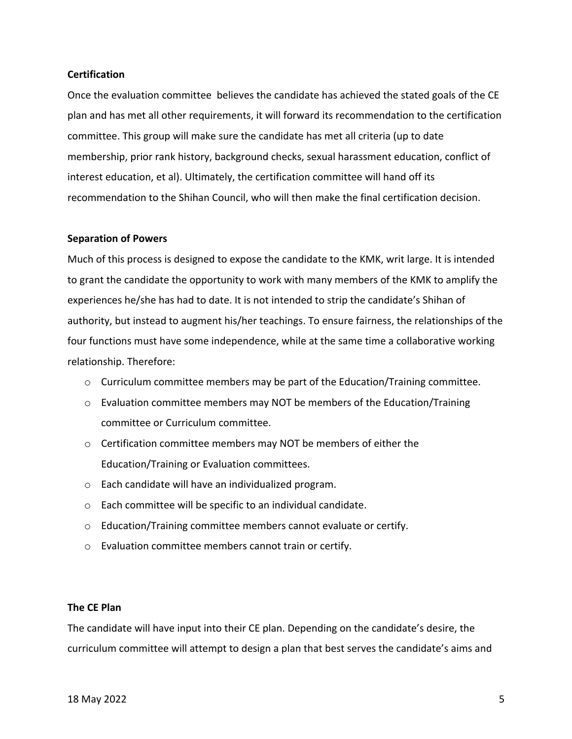**Certification**

Once the evaluation committee believes the candidate has achieved the stated goals of the CE plan and has met all other requirements, it will forward its recommendation to the certification committee. This group will make sure the candidate has met all criteria (up to date membership, prior rank history, background checks, sexual harassment education, conflict of interest education, et al). Ultimately, the certification committee will hand off its recommendation to the Shihan Council, who will then make the final certification decision.

**Separation of Powers**

Much of this process is designed to expose the candidate to the KMK, writ large. It is intended to grant the candidate the opportunity to work with many members of the KMK to amplify the experiences he/she has had to date. It is not intended to strip the candidate's Shihan of authority, but instead to augment his/her teachings. To ensure fairness, the relationships of the four functions must have some independence, while at the same time a collaborative working relationship. Therefore:

- Curriculum committee members may be part of the Education/Training committee.
- Evaluation committee members may NOT be members of the Education/Training committee or Curriculum committee.
- Certification committee members may NOT be members of either the Education/Training or Evaluation committees.
- Each candidate will have an individualized program.
- Each committee will be specific to an individual candidate.
- Education/Training committee members cannot evaluate or certify.
- Evaluation committee members cannot train or certify.

**The CE Plan**

The candidate will have input into their CE plan. Depending on the candidate's desire, the curriculum committee will attempt to design a plan that best serves the candidate's aims and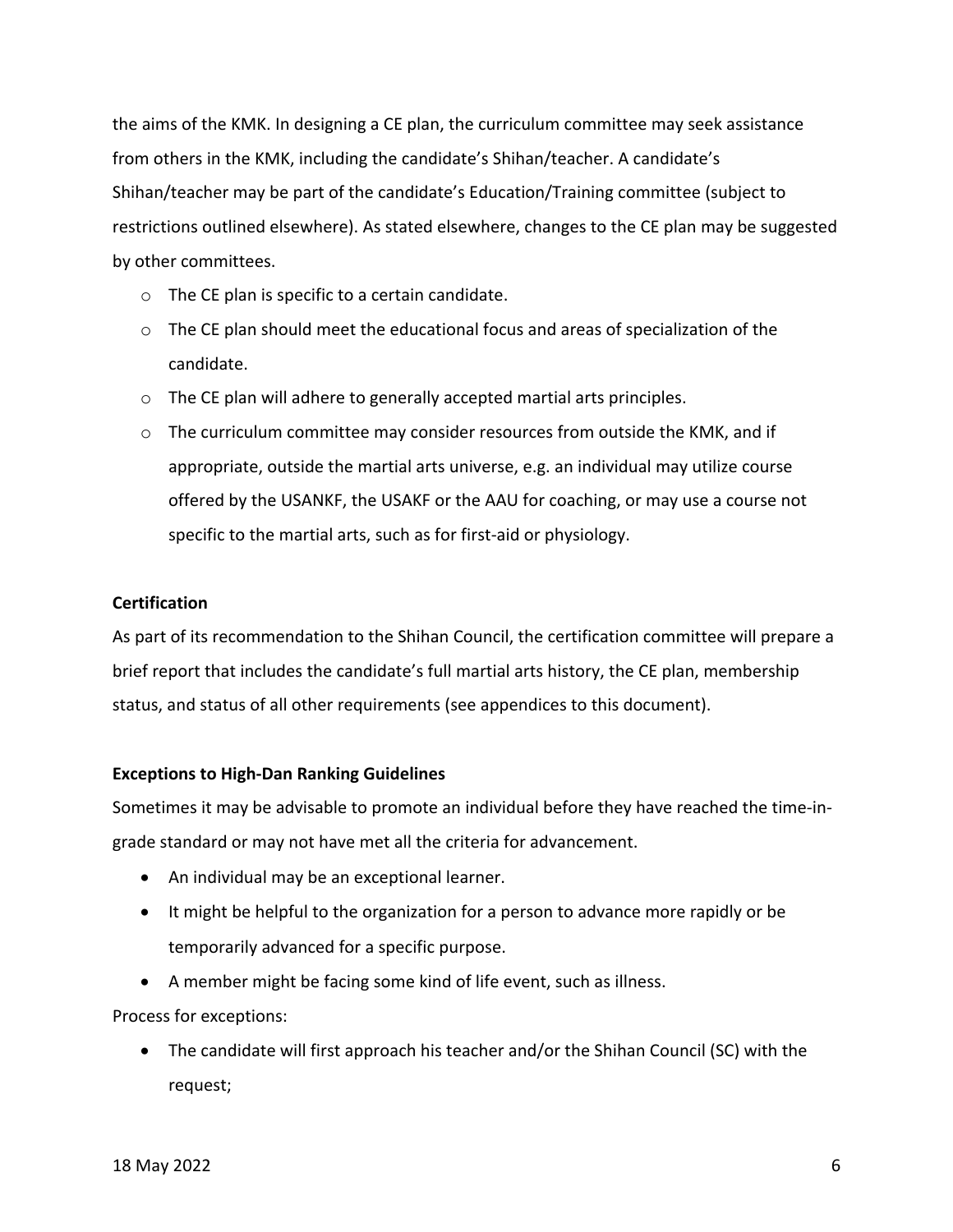the aims of the KMK. In designing a CE plan, the curriculum committee may seek assistance from others in the KMK, including the candidate's Shihan/teacher. A candidate's Shihan/teacher may be part of the candidate's Education/Training committee (subject to restrictions outlined elsewhere). As stated elsewhere, changes to the CE plan may be suggested by other committees.

- The CE plan is specific to a certain candidate.
- The CE plan should meet the educational focus and areas of specialization of the candidate.
- The CE plan will adhere to generally accepted martial arts principles.
- The curriculum committee may consider resources from outside the KMK, and if appropriate, outside the martial arts universe, e.g. an individual may utilize course offered by the USANKF, the USAKF or the AAU for coaching, or may use a course not specific to the martial arts, such as for first-aid or physiology.

**Certification**

As part of its recommendation to the Shihan Council, the certification committee will prepare a brief report that includes the candidate's full martial arts history, the CE plan, membership status, and status of all other requirements (see appendices to this document).

**Exceptions to High-Dan Ranking Guidelines**

Sometimes it may be advisable to promote an individual before they have reached the time-in-grade standard or may not have met all the criteria for advancement.

- An individual may be an exceptional learner.
- It might be helpful to the organization for a person to advance more rapidly or be temporarily advanced for a specific purpose.
- A member might be facing some kind of life event, such as illness.

Process for exceptions:

- The candidate will first approach his teacher and/or the Shihan Council (SC) with the request;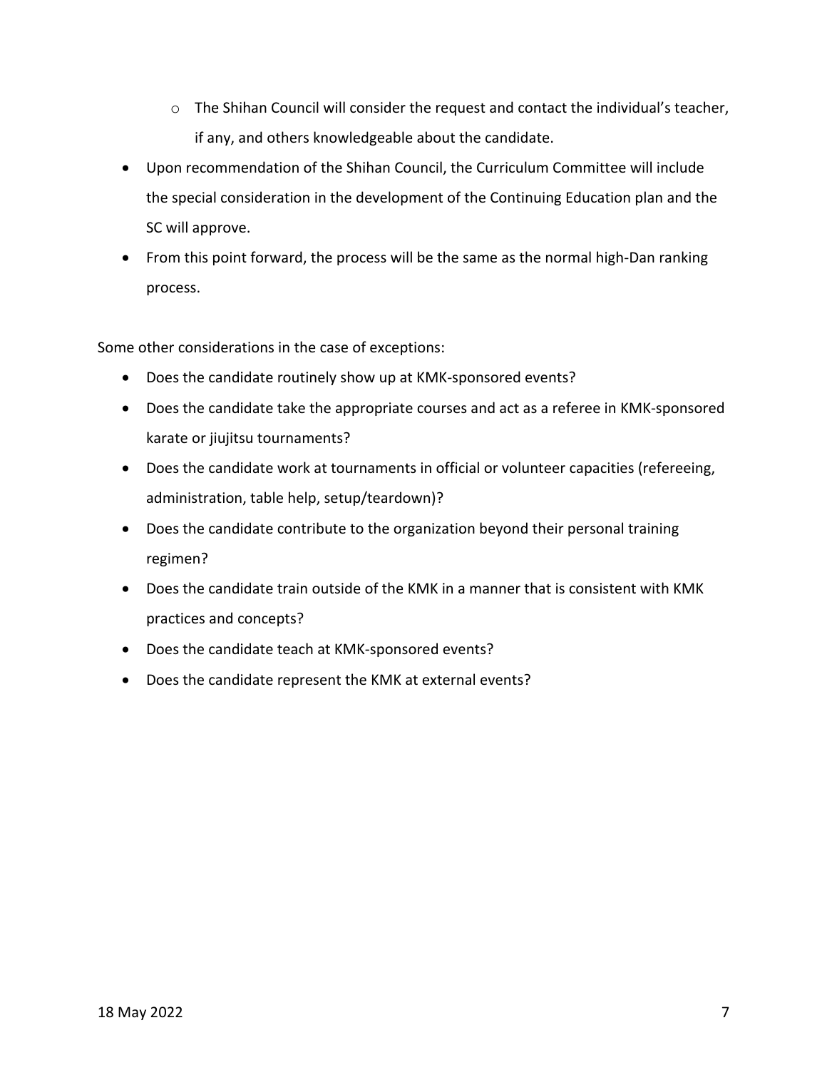- The Shihan Council will consider the request and contact the individual's teacher, if any, and others knowledgeable about the candidate.
- Upon recommendation of the Shihan Council, the Curriculum Committee will include the special consideration in the development of the Continuing Education plan and the SC will approve.
- From this point forward, the process will be the same as the normal high-Dan ranking process.

Some other considerations in the case of exceptions:

- Does the candidate routinely show up at KMK-sponsored events?
- Does the candidate take the appropriate courses and act as a referee in KMK-sponsored karate or jiujitsu tournaments?
- Does the candidate work at tournaments in official or volunteer capacities (refereeing, administration, table help, setup/teardown)?
- Does the candidate contribute to the organization beyond their personal training regimen?
- Does the candidate train outside of the KMK in a manner that is consistent with KMK practices and concepts?
- Does the candidate teach at KMK-sponsored events?
- Does the candidate represent the KMK at external events?